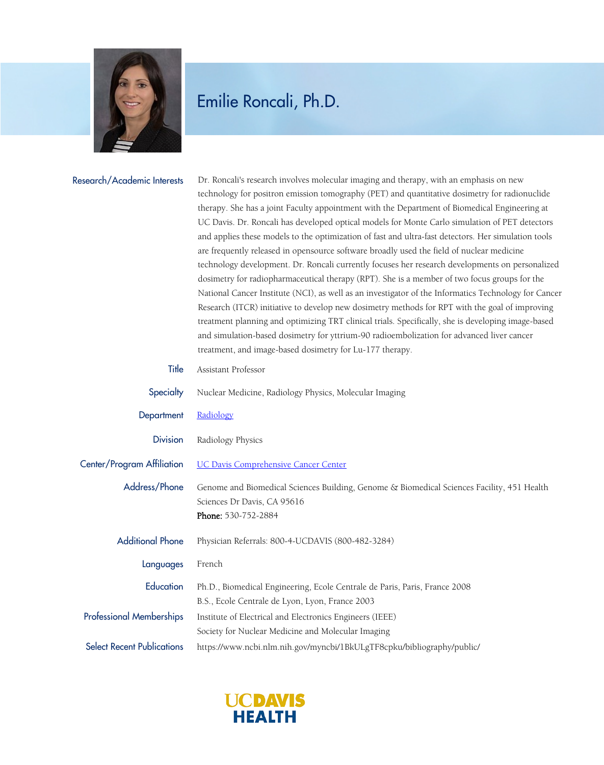# Emilie Roncali, Ph.D.

**Research/Academic Interests**

Dr. Roncali's research involves molecular imaging and therapy, with an emphasis on new technology for positron emission tomography (PET) and quantitative dosimetry for radionuclide therapy. She has a joint Faculty appointment with the Department of Biomedical Engineering at UC Davis. Dr. Roncali has developed optical models for Monte Carlo simulation of PET detectors and applies these models to the optimization of fast and ultra-fast detectors. Her simulation tools are frequently released in opensource software broadly used the field of nuclear medicine technology development. Dr. Roncali currently focuses her research developments on personalized dosimetry for radiopharmaceutical therapy (RPT). She is a member of two focus groups for the National Cancer Institute (NCI), as well as an investigator of the Informatics Technology for Cancer Research (ITCR) initiative to develop new dosimetry methods for RPT with the goal of improving treatment planning and optimizing TRT clinical trials. Specifically, she is developing image-based and simulation-based dosimetry for yttrium-90 radioembolization for advanced liver cancer treatment, and image-based dosimetry for Lu-177 therapy.

**Title**

Assistant Professor

**Specialty**

Nuclear Medicine, Radiology Physics, Molecular Imaging

**Department**

Radiology

**Division**

Radiology Physics

**Center/Program Affiliation**

UC Davis Comprehensive Cancer Center

**Address/Phone**

Genome and Biomedical Sciences Building, Genome & Biomedical Sciences Facility, 451 Health Sciences Dr Davis, CA 95616

**Phone:** 530-752-2884

**Additional Phone**

Physician Referrals: 800-4-UCDAVIS (800-482-3284)

**Languages**

French

**Education**

Ph.D., Biomedical Engineering, Ecole Centrale de Paris, Paris, France 2008

B.S., Ecole Centrale de Lyon, Lyon, France 2003

**Professional Memberships**

Institute of Electrical and Electronics Engineers (IEEE)

Society for Nuclear Medicine and Molecular Imaging

**Select Recent Publications**

https://www.ncbi.nlm.nih.gov/myncbi/1BkULgTF8cpku/bibliography/public/

UC DAVIS HEALTH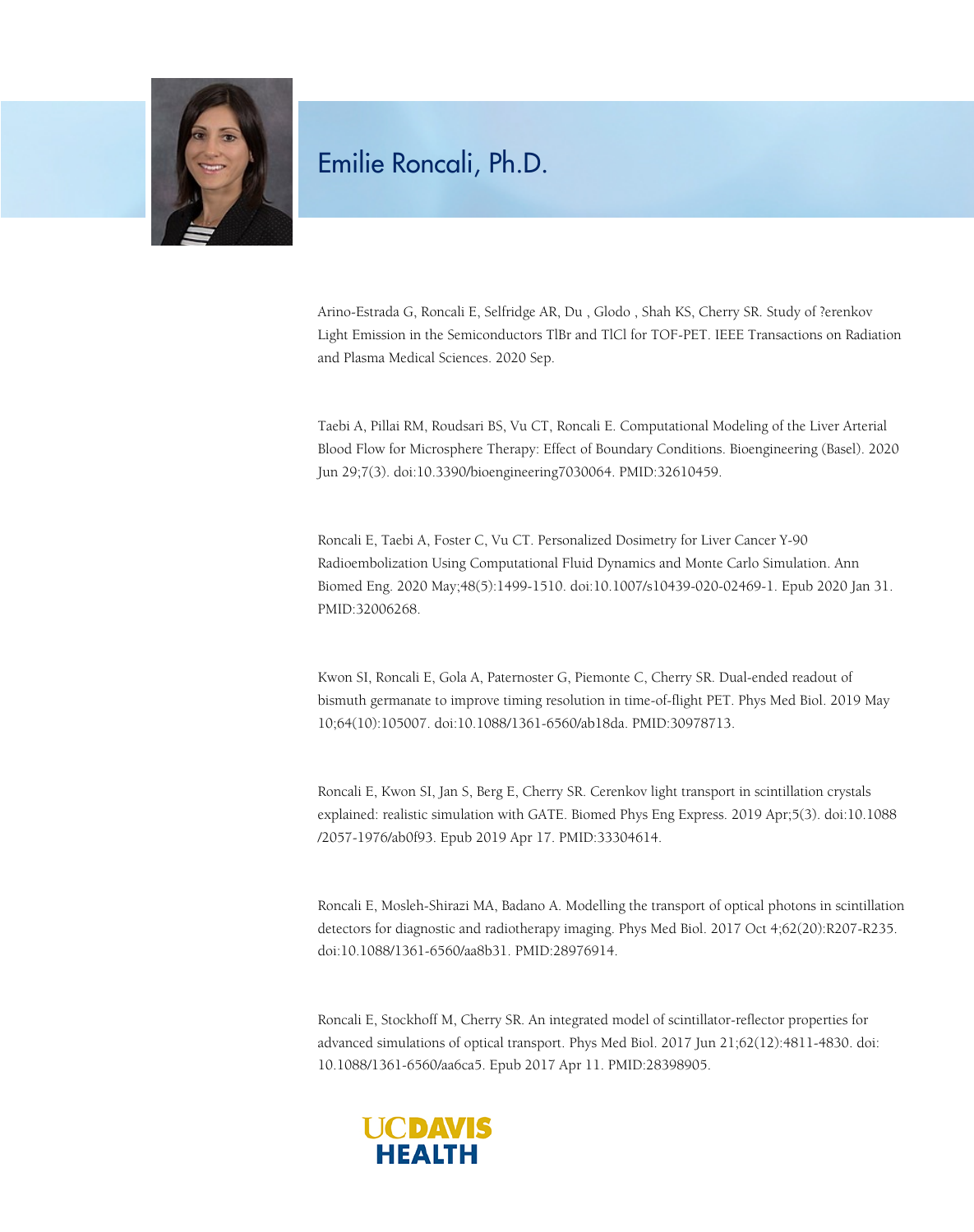# Emilie Roncali, Ph.D.

Arino-Estrada G, Roncali E, Selfridge AR, Du , Glodo , Shah KS, Cherry SR. Study of ?erenkov Light Emission in the Semiconductors TlBr and TlCl for TOF-PET. IEEE Transactions on Radiation and Plasma Medical Sciences. 2020 Sep.

Taebi A, Pillai RM, Roudsari BS, Vu CT, Roncali E. Computational Modeling of the Liver Arterial Blood Flow for Microsphere Therapy: Effect of Boundary Conditions. Bioengineering (Basel). 2020 Jun 29;7(3). doi:10.3390/bioengineering7030064. PMID:32610459.

Roncali E, Taebi A, Foster C, Vu CT. Personalized Dosimetry for Liver Cancer Y-90 Radioembolization Using Computational Fluid Dynamics and Monte Carlo Simulation. Ann Biomed Eng. 2020 May;48(5):1499-1510. doi:10.1007/s10439-020-02469-1. Epub 2020 Jan 31. PMID:32006268.

Kwon SI, Roncali E, Gola A, Paternoster G, Piemonte C, Cherry SR. Dual-ended readout of bismuth germanate to improve timing resolution in time-of-flight PET. Phys Med Biol. 2019 May 10;64(10):105007. doi:10.1088/1361-6560/ab18da. PMID:30978713.

Roncali E, Kwon SI, Jan S, Berg E, Cherry SR. Cerenkov light transport in scintillation crystals explained: realistic simulation with GATE. Biomed Phys Eng Express. 2019 Apr;5(3). doi:10.1088/2057-1976/ab0f93. Epub 2019 Apr 17. PMID:33304614.

Roncali E, Mosleh-Shirazi MA, Badano A. Modelling the transport of optical photons in scintillation detectors for diagnostic and radiotherapy imaging. Phys Med Biol. 2017 Oct 4;62(20):R207-R235. doi:10.1088/1361-6560/aa8b31. PMID:28976914.

Roncali E, Stockhoff M, Cherry SR. An integrated model of scintillator-reflector properties for advanced simulations of optical transport. Phys Med Biol. 2017 Jun 21;62(12):4811-4830. doi: 10.1088/1361-6560/aa6ca5. Epub 2017 Apr 11. PMID:28398905.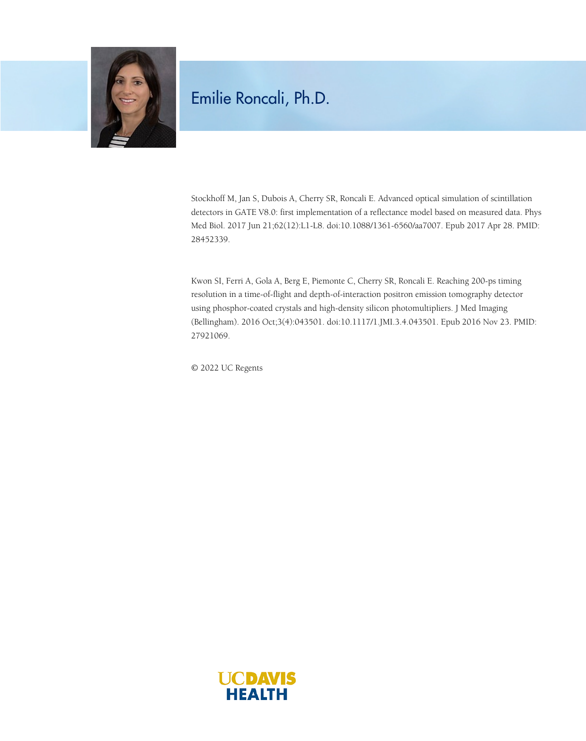# Emilie Roncali, Ph.D.

Stockhoff M, Jan S, Dubois A, Cherry SR, Roncali E. Advanced optical simulation of scintillation detectors in GATE V8.0: first implementation of a reflectance model based on measured data. Phys Med Biol. 2017 Jun 21;62(12):L1-L8. doi:10.1088/1361-6560/aa7007. Epub 2017 Apr 28. PMID: 28452339.

Kwon SI, Ferri A, Gola A, Berg E, Piemonte C, Cherry SR, Roncali E. Reaching 200-ps timing resolution in a time-of-flight and depth-of-interaction positron emission tomography detector using phosphor-coated crystals and high-density silicon photomultipliers. J Med Imaging (Bellingham). 2016 Oct;3(4):043501. doi:10.1117/1.JMI.3.4.043501. Epub 2016 Nov 23. PMID: 27921069.

© 2022 UC Regents

UC DAVIS HEALTH